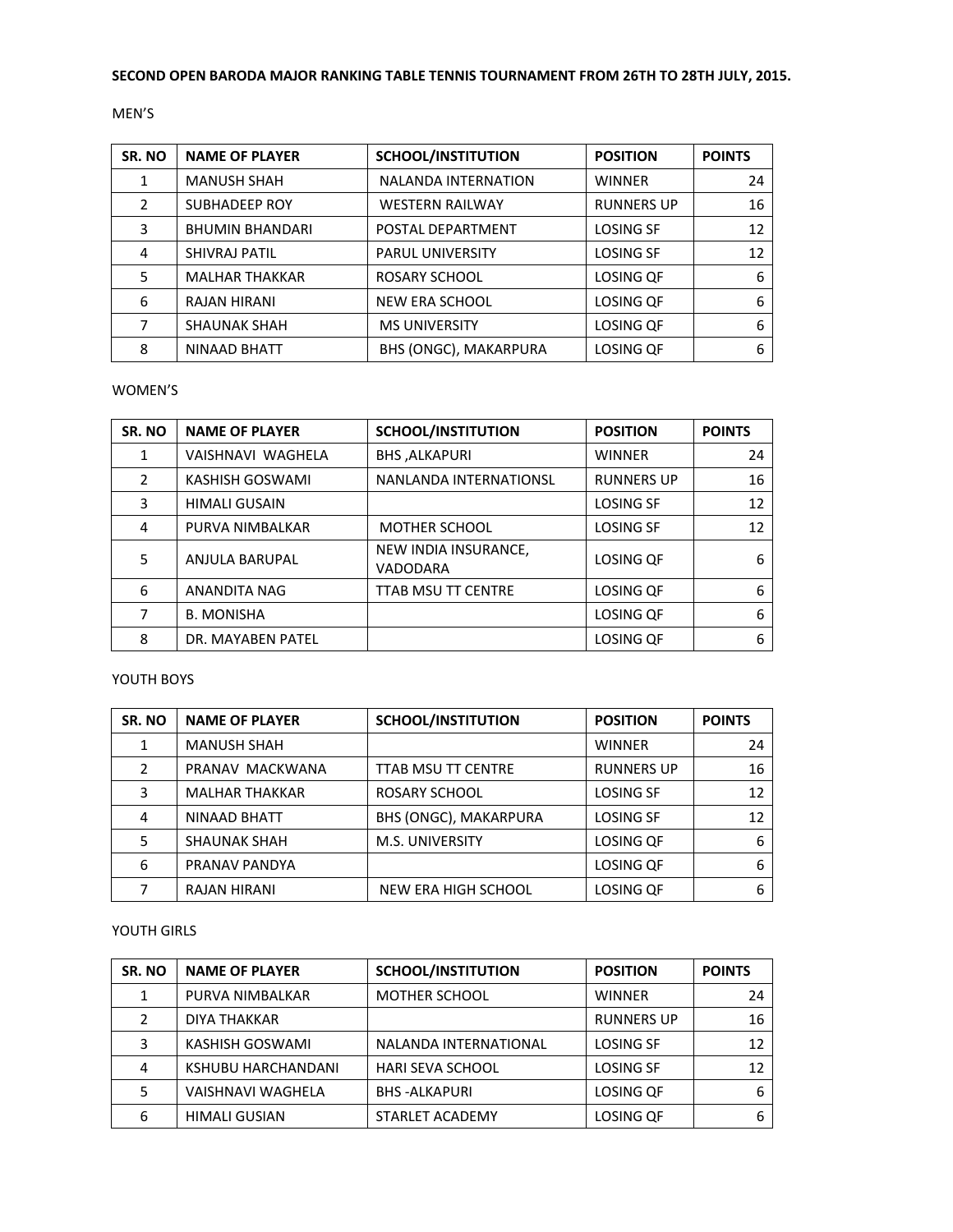**SECOND OPEN BARODA MAJOR RANKING TABLE TENNIS TOURNAMENT FROM 26TH TO 28TH JULY, 2015.**

MEN'S

| SR. NO | NAME OF PLAYER | SCHOOL/INSTITUTION | POSITION | POINTS |
|---|---|---|---|---|
| 1 | MANUSH SHAH | NALANDA INTERNATION | WINNER | 24 |
| 2 | SUBHADEEP ROY | WESTERN RAILWAY | RUNNERS UP | 16 |
| 3 | BHUMIN BHANDARI | POSTAL DEPARTMENT | LOSING SF | 12 |
| 4 | SHIVRAJ PATIL | PARUL UNIVERSITY | LOSING SF | 12 |
| 5 | MALHAR THAKKAR | ROSARY SCHOOL | LOSING QF | 6 |
| 6 | RAJAN HIRANI | NEW ERA SCHOOL | LOSING QF | 6 |
| 7 | SHAUNAK SHAH | MS UNIVERSITY | LOSING QF | 6 |
| 8 | NINAAD BHATT | BHS (ONGC), MAKARPURA | LOSING QF | 6 |

WOMEN'S

| SR. NO | NAME OF PLAYER | SCHOOL/INSTITUTION | POSITION | POINTS |
|---|---|---|---|---|
| 1 | VAISHNAVI WAGHELA | BHS ,ALKAPURI | WINNER | 24 |
| 2 | KASHISH GOSWAMI | NANLANDA INTERNATIONSL | RUNNERS UP | 16 |
| 3 | HIMALI GUSAIN | | LOSING SF | 12 |
| 4 | PURVA NIMBALKAR | MOTHER SCHOOL | LOSING SF | 12 |
| 5 | ANJULA BARUPAL | NEW INDIA INSURANCE, VADODARA | LOSING QF | 6 |
| 6 | ANANDITA NAG | TTAB MSU TT CENTRE | LOSING QF | 6 |
| 7 | B. MONISHA | | LOSING QF | 6 |
| 8 | DR. MAYABEN PATEL | | LOSING QF | 6 |

YOUTH BOYS

| SR. NO | NAME OF PLAYER | SCHOOL/INSTITUTION | POSITION | POINTS |
|---|---|---|---|---|
| 1 | MANUSH SHAH | | WINNER | 24 |
| 2 | PRANAV MACKWANA | TTAB MSU TT CENTRE | RUNNERS UP | 16 |
| 3 | MALHAR THAKKAR | ROSARY SCHOOL | LOSING SF | 12 |
| 4 | NINAAD BHATT | BHS (ONGC), MAKARPURA | LOSING SF | 12 |
| 5 | SHAUNAK SHAH | M.S. UNIVERSITY | LOSING QF | 6 |
| 6 | PRANAV PANDYA | | LOSING QF | 6 |
| 7 | RAJAN HIRANI | NEW ERA HIGH SCHOOL | LOSING QF | 6 |

YOUTH GIRLS

| SR. NO | NAME OF PLAYER | SCHOOL/INSTITUTION | POSITION | POINTS |
|---|---|---|---|---|
| 1 | PURVA NIMBALKAR | MOTHER SCHOOL | WINNER | 24 |
| 2 | DIYA THAKKAR | | RUNNERS UP | 16 |
| 3 | KASHISH GOSWAMI | NALANDA INTERNATIONAL | LOSING SF | 12 |
| 4 | KSHUBU HARCHANDANI | HARI SEVA SCHOOL | LOSING SF | 12 |
| 5 | VAISHNAVI WAGHELA | BHS -ALKAPURI | LOSING QF | 6 |
| 6 | HIMALI GUSIAN | STARLET ACADEMY | LOSING QF | 6 |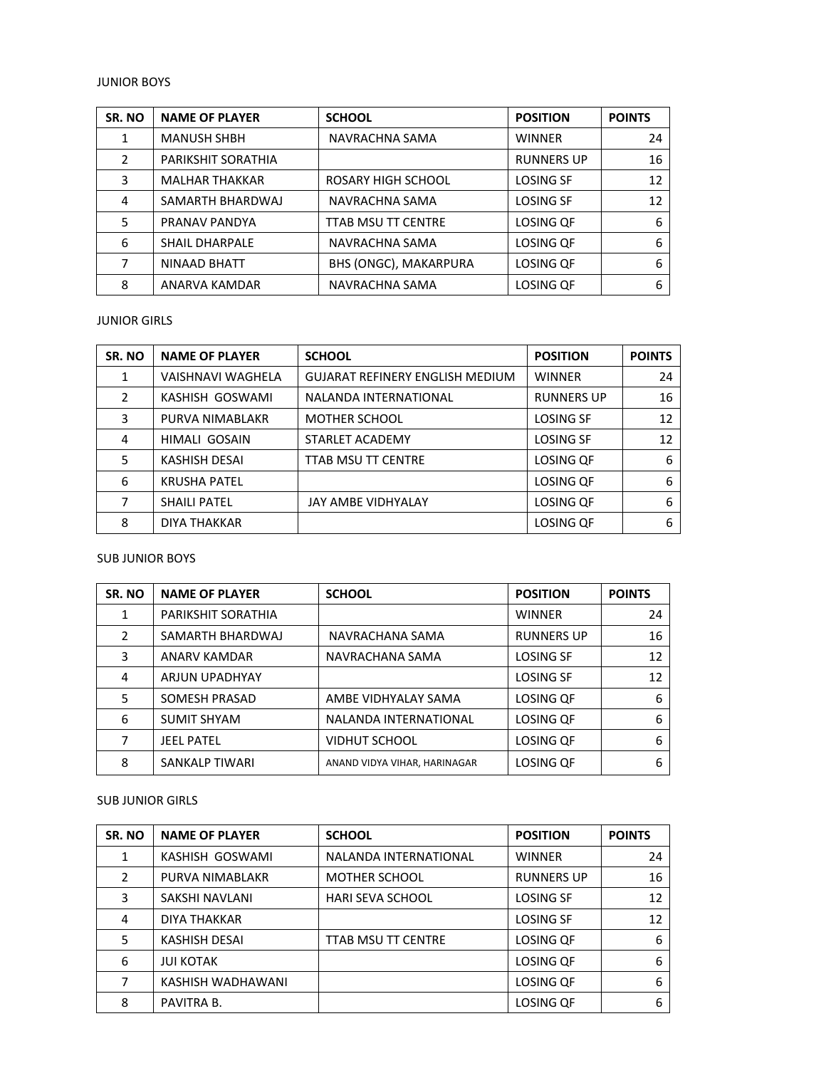JUNIOR BOYS

| SR. NO | NAME OF PLAYER | SCHOOL | POSITION | POINTS |
|---|---|---|---|---|
| 1 | MANUSH SHBH | NAVRACHNA SAMA | WINNER | 24 |
| 2 | PARIKSHIT SORATHIA | | RUNNERS UP | 16 |
| 3 | MALHAR THAKKAR | ROSARY HIGH SCHOOL | LOSING SF | 12 |
| 4 | SAMARTH BHARDWAJ | NAVRACHNA SAMA | LOSING SF | 12 |
| 5 | PRANAV PANDYA | TTAB MSU TT CENTRE | LOSING QF | 6 |
| 6 | SHAIL DHARPALE | NAVRACHNA SAMA | LOSING QF | 6 |
| 7 | NINAAD BHATT | BHS (ONGC), MAKARPURA | LOSING QF | 6 |
| 8 | ANARVA KAMDAR | NAVRACHNA SAMA | LOSING QF | 6 |

JUNIOR GIRLS

| SR. NO | NAME OF PLAYER | SCHOOL | POSITION | POINTS |
|---|---|---|---|---|
| 1 | VAISHNAVI WAGHELA | GUJARAT REFINERY ENGLISH MEDIUM | WINNER | 24 |
| 2 | KASHISH GOSWAMI | NALANDA INTERNATIONAL | RUNNERS UP | 16 |
| 3 | PURVA NIMABLAKR | MOTHER SCHOOL | LOSING SF | 12 |
| 4 | HIMALI GOSAIN | STARLET ACADEMY | LOSING SF | 12 |
| 5 | KASHISH DESAI | TTAB MSU TT CENTRE | LOSING QF | 6 |
| 6 | KRUSHA PATEL | | LOSING QF | 6 |
| 7 | SHAILI PATEL | JAY AMBE VIDHYALAY | LOSING QF | 6 |
| 8 | DIYA THAKKAR | | LOSING QF | 6 |

SUB JUNIOR BOYS

| SR. NO | NAME OF PLAYER | SCHOOL | POSITION | POINTS |
|---|---|---|---|---|
| 1 | PARIKSHIT SORATHIA | | WINNER | 24 |
| 2 | SAMARTH BHARDWAJ | NAVRACHANA SAMA | RUNNERS UP | 16 |
| 3 | ANARV KAMDAR | NAVRACHANA SAMA | LOSING SF | 12 |
| 4 | ARJUN UPADHYAY | | LOSING SF | 12 |
| 5 | SOMESH PRASAD | AMBE VIDHYALAY SAMA | LOSING QF | 6 |
| 6 | SUMIT SHYAM | NALANDA INTERNATIONAL | LOSING QF | 6 |
| 7 | JEEL PATEL | VIDHUT SCHOOL | LOSING QF | 6 |
| 8 | SANKALP TIWARI | ANAND VIDYA VIHAR, HARINAGAR | LOSING QF | 6 |

SUB JUNIOR GIRLS

| SR. NO | NAME OF PLAYER | SCHOOL | POSITION | POINTS |
|---|---|---|---|---|
| 1 | KASHISH GOSWAMI | NALANDA INTERNATIONAL | WINNER | 24 |
| 2 | PURVA NIMABLAKR | MOTHER SCHOOL | RUNNERS UP | 16 |
| 3 | SAKSHI NAVLANI | HARI SEVA SCHOOL | LOSING SF | 12 |
| 4 | DIYA THAKKAR | | LOSING SF | 12 |
| 5 | KASHISH DESAI | TTAB MSU TT CENTRE | LOSING QF | 6 |
| 6 | JUI KOTAK | | LOSING QF | 6 |
| 7 | KASHISH WADHAWANI | | LOSING QF | 6 |
| 8 | PAVITRA B. | | LOSING QF | 6 |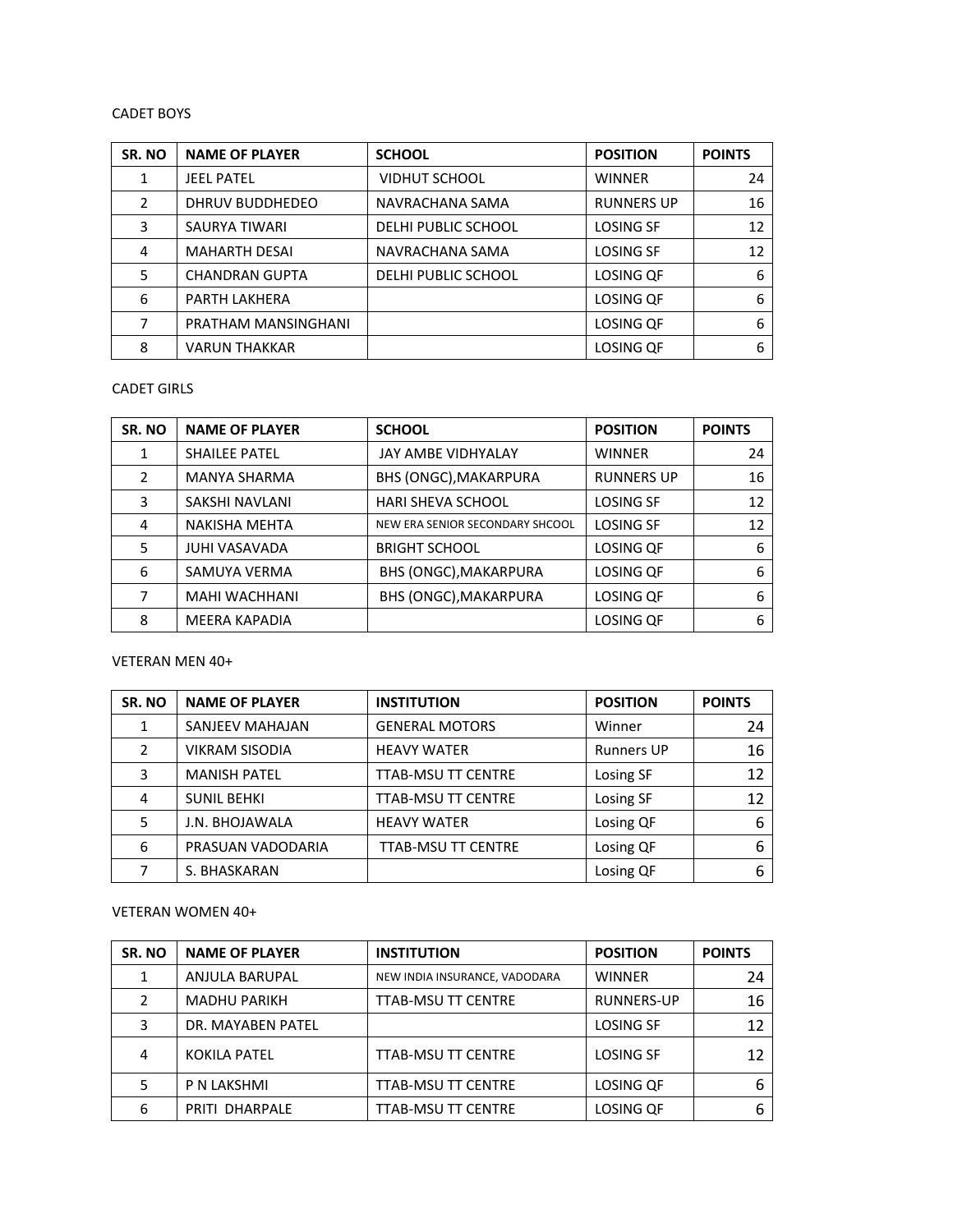CADET BOYS

| SR. NO | NAME OF PLAYER | SCHOOL | POSITION | POINTS |
|---|---|---|---|---|
| 1 | JEEL PATEL | VIDHUT SCHOOL | WINNER | 24 |
| 2 | DHRUV BUDDHEDEO | NAVRACHANA SAMA | RUNNERS UP | 16 |
| 3 | SAURYA TIWARI | DELHI PUBLIC SCHOOL | LOSING SF | 12 |
| 4 | MAHARTH DESAI | NAVRACHANA SAMA | LOSING SF | 12 |
| 5 | CHANDRAN GUPTA | DELHI PUBLIC SCHOOL | LOSING QF | 6 |
| 6 | PARTH LAKHERA | | LOSING QF | 6 |
| 7 | PRATHAM MANSINGHANI | | LOSING QF | 6 |
| 8 | VARUN THAKKAR | | LOSING QF | 6 |

CADET GIRLS

| SR. NO | NAME OF PLAYER | SCHOOL | POSITION | POINTS |
|---|---|---|---|---|
| 1 | SHAILEE PATEL | JAY AMBE VIDHYALAY | WINNER | 24 |
| 2 | MANYA SHARMA | BHS (ONGC),MAKARPURA | RUNNERS UP | 16 |
| 3 | SAKSHI NAVLANI | HARI SHEVA SCHOOL | LOSING SF | 12 |
| 4 | NAKISHA MEHTA | NEW ERA SENIOR SECONDARY SHCOOL | LOSING SF | 12 |
| 5 | JUHI VASAVADA | BRIGHT SCHOOL | LOSING QF | 6 |
| 6 | SAMUYA VERMA | BHS (ONGC),MAKARPURA | LOSING QF | 6 |
| 7 | MAHI WACHHANI | BHS (ONGC),MAKARPURA | LOSING QF | 6 |
| 8 | MEERA KAPADIA | | LOSING QF | 6 |

VETERAN MEN 40+

| SR. NO | NAME OF PLAYER | INSTITUTION | POSITION | POINTS |
|---|---|---|---|---|
| 1 | SANJEEV MAHAJAN | GENERAL MOTORS | Winner | 24 |
| 2 | VIKRAM SISODIA | HEAVY WATER | Runners UP | 16 |
| 3 | MANISH PATEL | TTAB-MSU TT CENTRE | Losing SF | 12 |
| 4 | SUNIL BEHKI | TTAB-MSU TT CENTRE | Losing SF | 12 |
| 5 | J.N. BHOJAWALA | HEAVY WATER | Losing QF | 6 |
| 6 | PRASUAN VADODARIA | TTAB-MSU TT CENTRE | Losing QF | 6 |
| 7 | S. BHASKARAN | | Losing QF | 6 |

VETERAN WOMEN 40+

| SR. NO | NAME OF PLAYER | INSTITUTION | POSITION | POINTS |
|---|---|---|---|---|
| 1 | ANJULA BARUPAL | NEW INDIA INSURANCE, VADODARA | WINNER | 24 |
| 2 | MADHU PARIKH | TTAB-MSU TT CENTRE | RUNNERS-UP | 16 |
| 3 | DR. MAYABEN PATEL | | LOSING SF | 12 |
| 4 | KOKILA PATEL | TTAB-MSU TT CENTRE | LOSING SF | 12 |
| 5 | P N LAKSHMI | TTAB-MSU TT CENTRE | LOSING QF | 6 |
| 6 | PRITI DHARPALE | TTAB-MSU TT CENTRE | LOSING QF | 6 |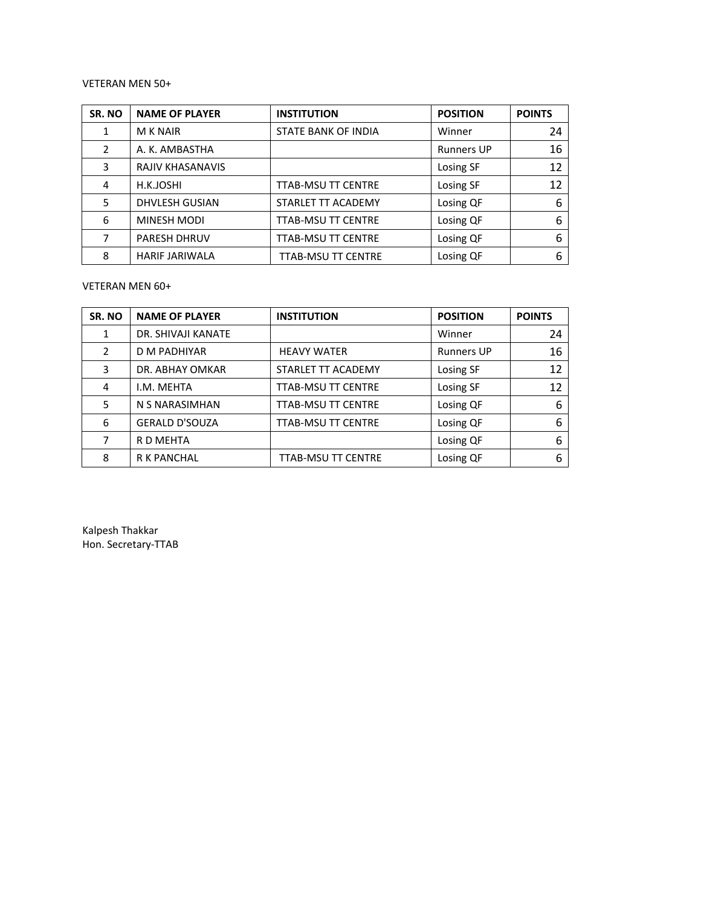VETERAN MEN 50+

| SR. NO | NAME OF PLAYER | INSTITUTION | POSITION | POINTS |
|---|---|---|---|---|
| 1 | M K NAIR | STATE BANK OF INDIA | Winner | 24 |
| 2 | A. K. AMBASTHA | | Runners UP | 16 |
| 3 | RAJIV KHASANAVIS | | Losing SF | 12 |
| 4 | H.K.JOSHI | TTAB-MSU TT CENTRE | Losing SF | 12 |
| 5 | DHVLESH GUSIAN | STARLET TT ACADEMY | Losing QF | 6 |
| 6 | MINESH MODI | TTAB-MSU TT CENTRE | Losing QF | 6 |
| 7 | PARESH DHRUV | TTAB-MSU TT CENTRE | Losing QF | 6 |
| 8 | HARIF JARIWALA | TTAB-MSU TT CENTRE | Losing QF | 6 |

VETERAN MEN 60+

| SR. NO | NAME OF PLAYER | INSTITUTION | POSITION | POINTS |
|---|---|---|---|---|
| 1 | DR. SHIVAJI KANATE | | Winner | 24 |
| 2 | D M PADHIYAR | HEAVY WATER | Runners UP | 16 |
| 3 | DR. ABHAY OMKAR | STARLET TT ACADEMY | Losing SF | 12 |
| 4 | I.M. MEHTA | TTAB-MSU TT CENTRE | Losing SF | 12 |
| 5 | N S NARASIMHAN | TTAB-MSU TT CENTRE | Losing QF | 6 |
| 6 | GERALD D'SOUZA | TTAB-MSU TT CENTRE | Losing QF | 6 |
| 7 | R D MEHTA | | Losing QF | 6 |
| 8 | R K PANCHAL | TTAB-MSU TT CENTRE | Losing QF | 6 |

Kalpesh Thakkar
Hon. Secretary-TTAB